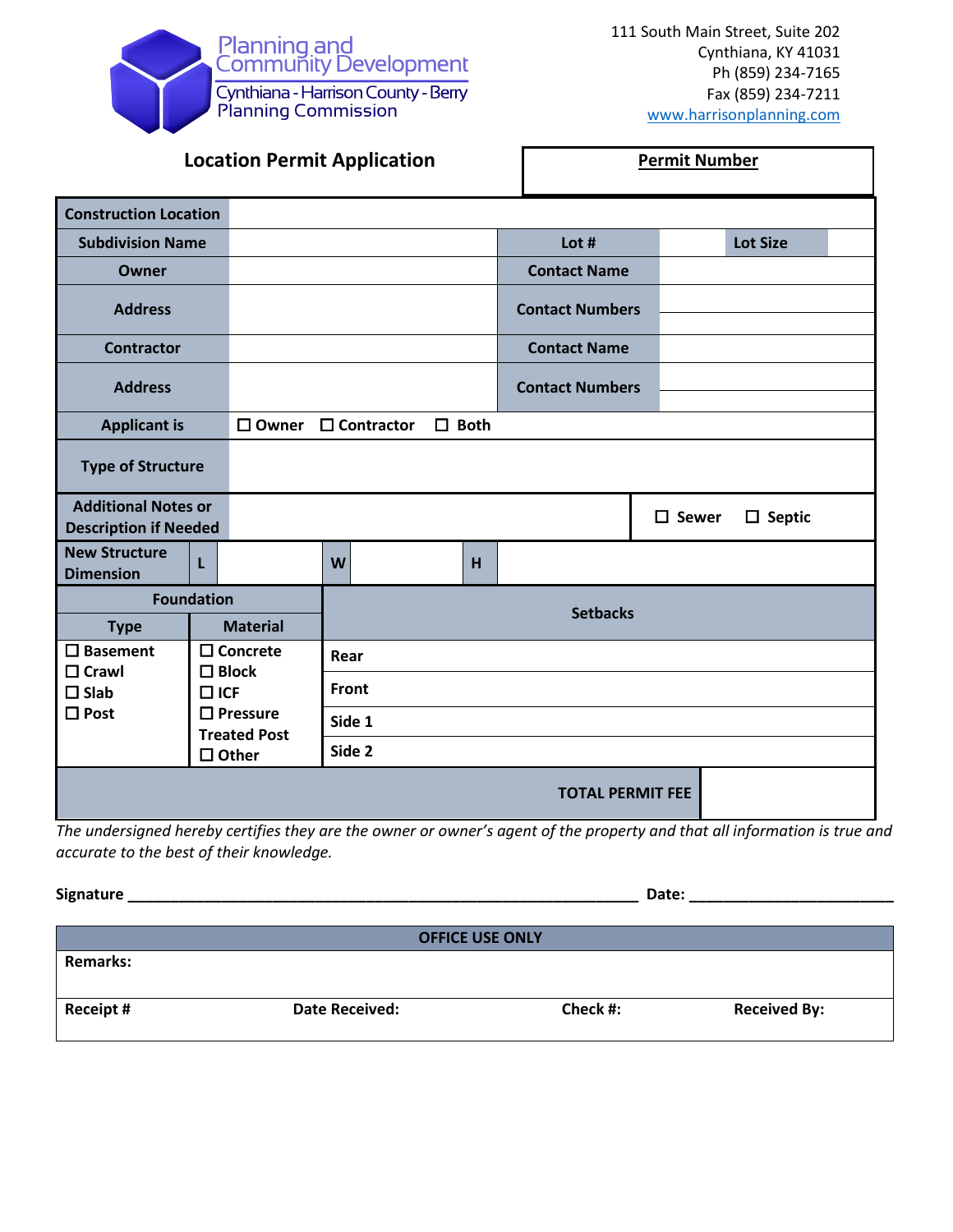Planning and Community Development

Cynthiana - Harrison County - Berry Planning Commission

111 South Main Street, Suite 202
Cynthiana, KY 41031
Ph (859) 234-7165
Fax (859) 234-7211
www.harrisonplanning.com

## Location Permit Application

| Permit Number |
|---|
| |

| Construction Location | | | | | |
|---|---|---|---|---|---|
| **Subdivision Name** | | **Lot #** | | **Lot Size** | |
| **Owner** | | **Contact Name** | | | |
| **Address** | | **Contact Numbers** | | | |
| **Contractor** | | **Contact Name** | | | |
| **Address** | | **Contact Numbers** | | | |
| **Applicant is** | ☐ Owner ☐ Contractor ☐ Both | | | | |
| **Type of Structure** | | | | | |
| **Additional Notes or Description if Needed** | | ☐ Sewer ☐ Septic | | | |

| New Structure Dimension | L | | W | | H | |
|---|---|---|---|---|---|---|

| Foundation | | Setbacks | |
|---|---|---|---|
| **Type** | **Material** | | |
| ☐ Basement<br>☐ Crawl<br>☐ Slab<br>☐ Post | ☐ Concrete<br>☐ Block<br>☐ ICF<br>☐ Pressure Treated Post<br>☐ Other | Rear | |
| | | Front | |
| | | Side 1 | |
| | | Side 2 | |
| | | **TOTAL PERMIT FEE** | |

*The undersigned hereby certifies they are the owner or owner's agent of the property and that all information is true and accurate to the best of their knowledge.*

**Signature** ______________________________ **Date:** ______________

| OFFICE USE ONLY | | | |
|---|---|---|---|
| **Remarks:** | | | |
| **Receipt #** | **Date Received:** | **Check #:** | **Received By:** |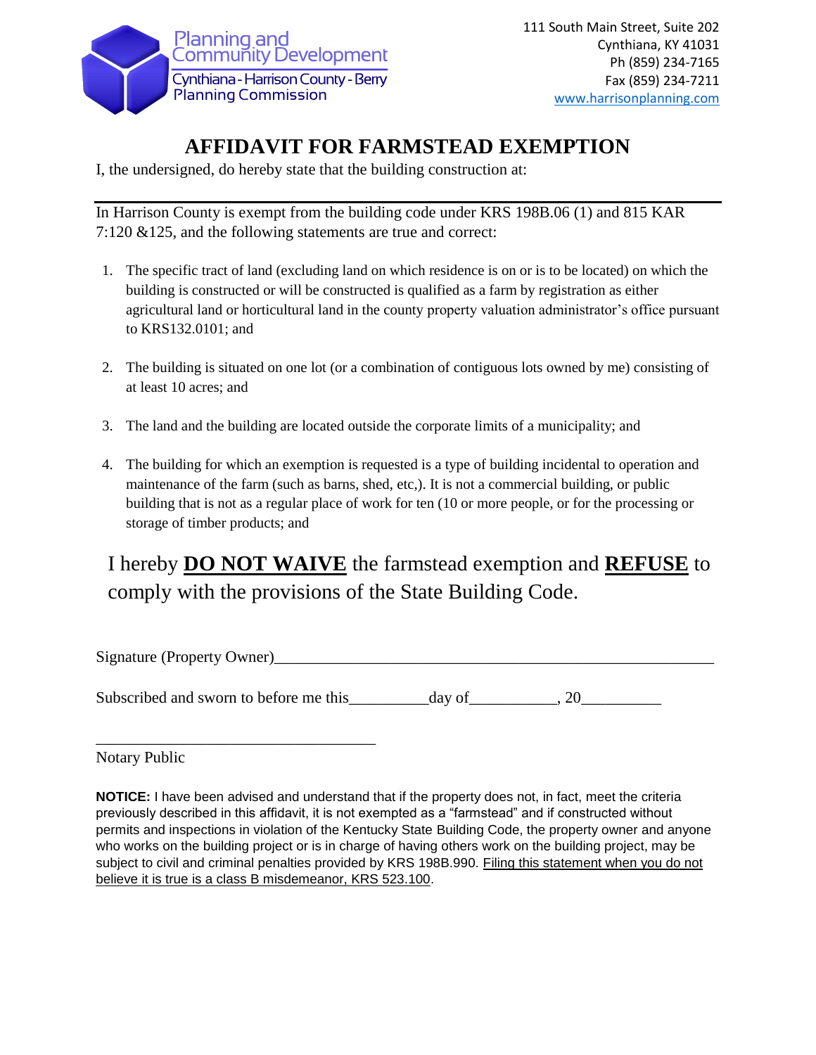Planning and Community Development
Cynthiana - Harrison County - Berry Planning Commission

111 South Main Street, Suite 202
Cynthiana, KY 41031
Ph (859) 234-7165
Fax (859) 234-7211
www.harrisonplanning.com

# AFFIDAVIT FOR FARMSTEAD EXEMPTION

I, the undersigned, do hereby state that the building construction at:

______________________________________________________________________

In Harrison County is exempt from the building code under KRS 198B.06 (1) and 815 KAR 7:120 &125, and the following statements are true and correct:

1. The specific tract of land (excluding land on which residence is on or is to be located) on which the building is constructed or will be constructed is qualified as a farm by registration as either agricultural land or horticultural land in the county property valuation administrator's office pursuant to KRS132.0101; and

2. The building is situated on one lot (or a combination of contiguous lots owned by me) consisting of at least 10 acres; and

3. The land and the building are located outside the corporate limits of a municipality; and

4. The building for which an exemption is requested is a type of building incidental to operation and maintenance of the farm (such as barns, shed, etc,). It is not a commercial building, or public building that is not as a regular place of work for ten (10 or more people, or for the processing or storage of timber products; and

## I hereby **<u>DO NOT WAIVE</u>** the farmstead exemption and **<u>REFUSE</u>** to comply with the provisions of the State Building Code.

Signature (Property Owner)_______________________________________________________

Subscribed and sworn to before me this__________day of___________, 20__________

____________________________________
Notary Public

**NOTICE:** I have been advised and understand that if the property does not, in fact, meet the criteria previously described in this affidavit, it is not exempted as a "farmstead" and if constructed without permits and inspections in violation of the Kentucky State Building Code, the property owner and anyone who works on the building project or is in charge of having others work on the building project, may be subject to civil and criminal penalties provided by KRS 198B.990. <u>Filing this statement when you do not believe it is true is a class B misdemeanor, KRS 523.100</u>.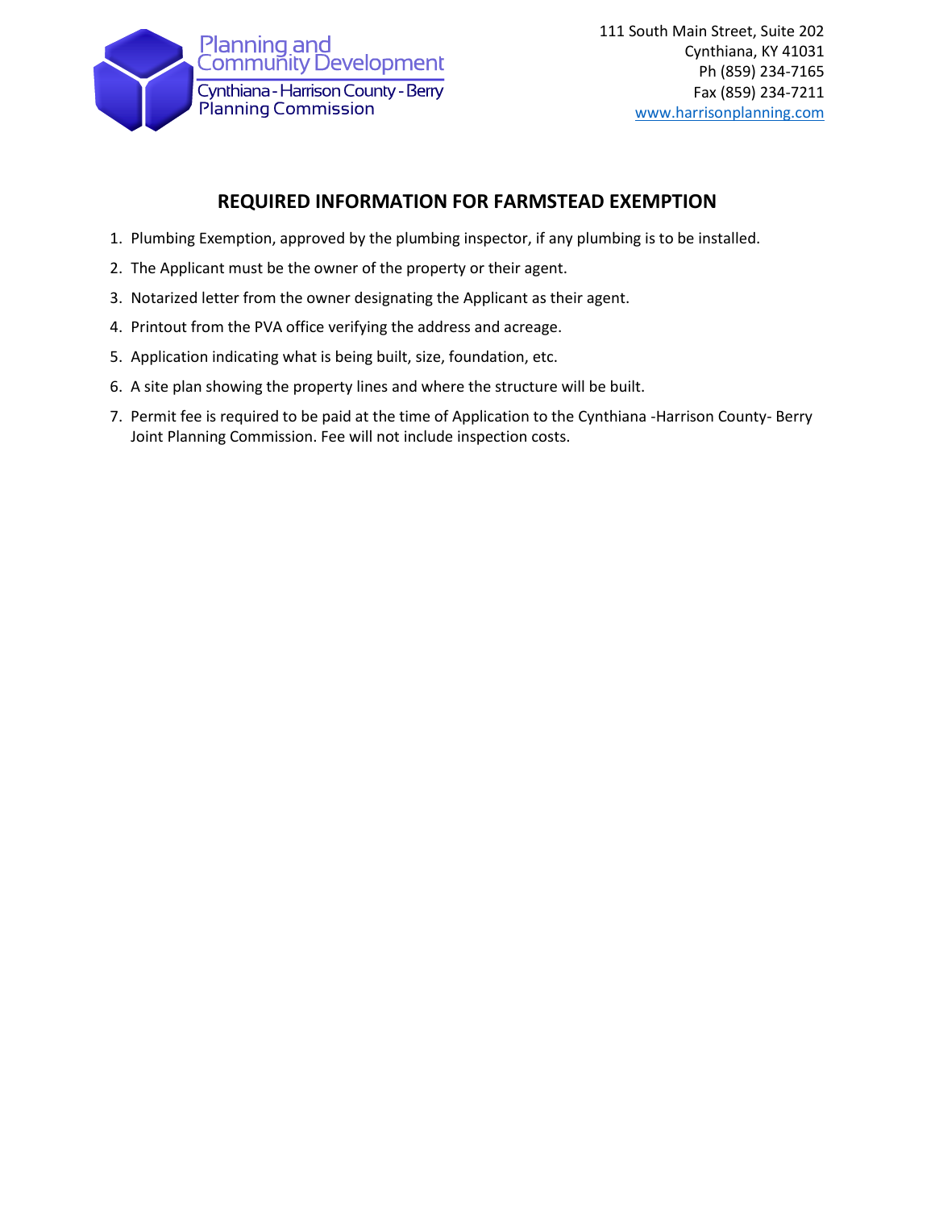Planning and Community Development

Cynthiana - Harrison County - Berry Planning Commission

111 South Main Street, Suite 202
Cynthiana, KY 41031
Ph (859) 234-7165
Fax (859) 234-7211
www.harrisonplanning.com

## REQUIRED INFORMATION FOR FARMSTEAD EXEMPTION

1. Plumbing Exemption, approved by the plumbing inspector, if any plumbing is to be installed.
2. The Applicant must be the owner of the property or their agent.
3. Notarized letter from the owner designating the Applicant as their agent.
4. Printout from the PVA office verifying the address and acreage.
5. Application indicating what is being built, size, foundation, etc.
6. A site plan showing the property lines and where the structure will be built.
7. Permit fee is required to be paid at the time of Application to the Cynthiana -Harrison County- Berry Joint Planning Commission. Fee will not include inspection costs.